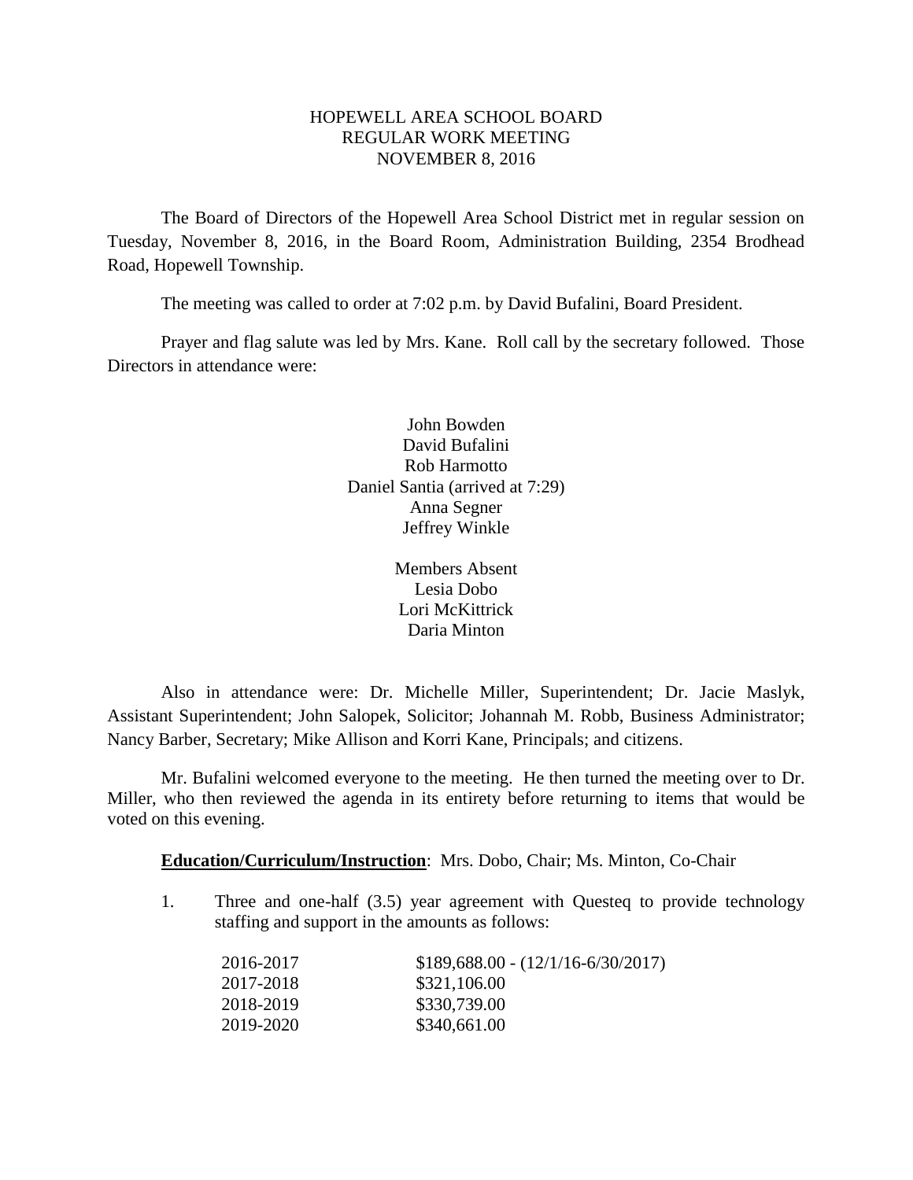# HOPEWELL AREA SCHOOL BOARD
## REGULAR WORK MEETING
## NOVEMBER 8, 2016

The Board of Directors of the Hopewell Area School District met in regular session on Tuesday, November 8, 2016, in the Board Room, Administration Building, 2354 Brodhead Road, Hopewell Township.

The meeting was called to order at 7:02 p.m. by David Bufalini, Board President.

Prayer and flag salute was led by Mrs. Kane. Roll call by the secretary followed. Those Directors in attendance were:

John Bowden
David Bufalini
Rob Harmotto
Daniel Santia (arrived at 7:29)
Anna Segner
Jeffrey Winkle

Members Absent
Lesia Dobo
Lori McKittrick
Daria Minton

Also in attendance were: Dr. Michelle Miller, Superintendent; Dr. Jacie Maslyk, Assistant Superintendent; John Salopek, Solicitor; Johannah M. Robb, Business Administrator; Nancy Barber, Secretary; Mike Allison and Korri Kane, Principals; and citizens.

Mr. Bufalini welcomed everyone to the meeting. He then turned the meeting over to Dr. Miller, who then reviewed the agenda in its entirety before returning to items that would be voted on this evening.

**Education/Curriculum/Instruction**: Mrs. Dobo, Chair; Ms. Minton, Co-Chair

1. Three and one-half (3.5) year agreement with Questeq to provide technology staffing and support in the amounts as follows:

| | |
|---|---|
| 2016-2017 | $189,688.00 - (12/1/16-6/30/2017) |
| 2017-2018 | $321,106.00 |
| 2018-2019 | $330,739.00 |
| 2019-2020 | $340,661.00 |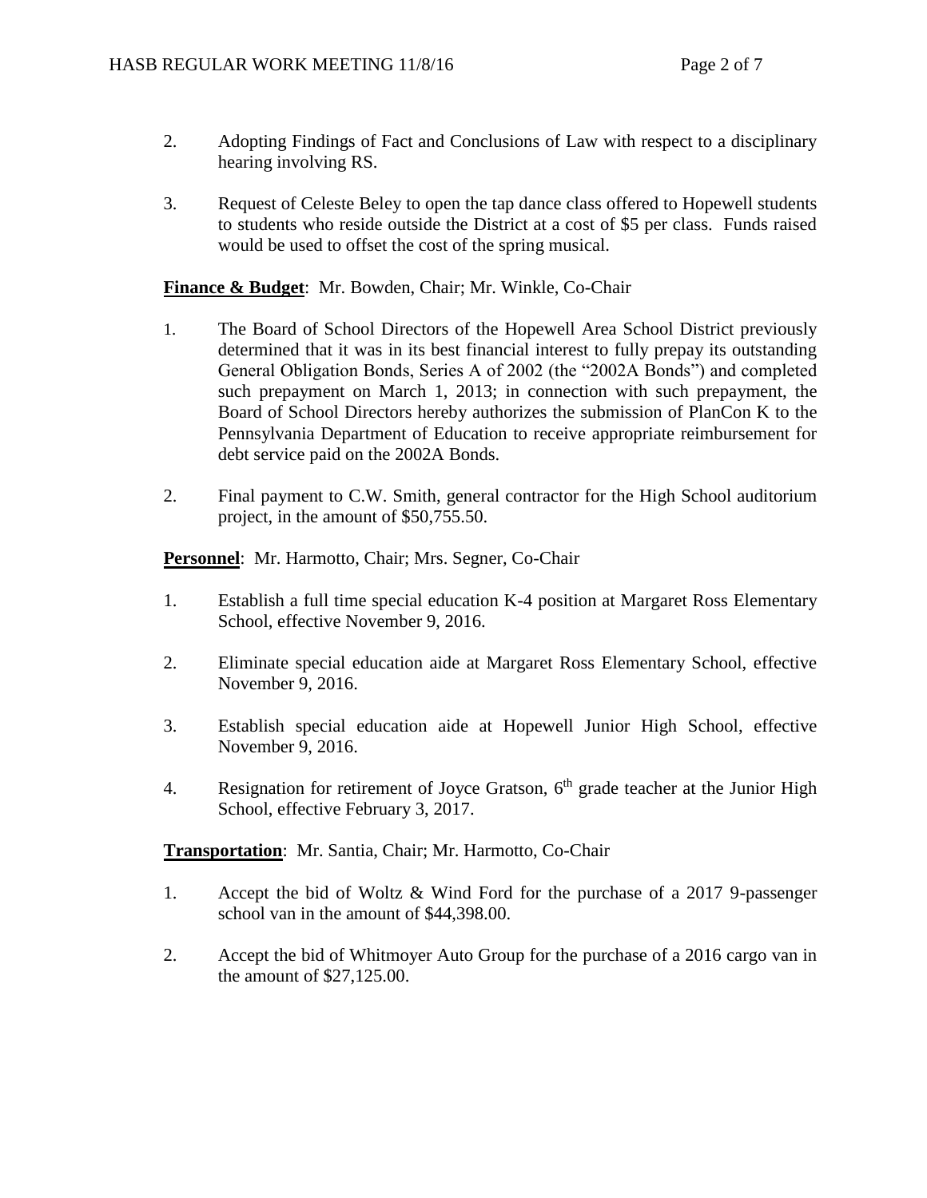2. Adopting Findings of Fact and Conclusions of Law with respect to a disciplinary hearing involving RS.

3. Request of Celeste Beley to open the tap dance class offered to Hopewell students to students who reside outside the District at a cost of $5 per class. Funds raised would be used to offset the cost of the spring musical.

**Finance & Budget**: Mr. Bowden, Chair; Mr. Winkle, Co-Chair

1. The Board of School Directors of the Hopewell Area School District previously determined that it was in its best financial interest to fully prepay its outstanding General Obligation Bonds, Series A of 2002 (the "2002A Bonds") and completed such prepayment on March 1, 2013; in connection with such prepayment, the Board of School Directors hereby authorizes the submission of PlanCon K to the Pennsylvania Department of Education to receive appropriate reimbursement for debt service paid on the 2002A Bonds.

2. Final payment to C.W. Smith, general contractor for the High School auditorium project, in the amount of $50,755.50.

**Personnel**: Mr. Harmotto, Chair; Mrs. Segner, Co-Chair

1. Establish a full time special education K-4 position at Margaret Ross Elementary School, effective November 9, 2016.

2. Eliminate special education aide at Margaret Ross Elementary School, effective November 9, 2016.

3. Establish special education aide at Hopewell Junior High School, effective November 9, 2016.

4. Resignation for retirement of Joyce Gratson, 6th grade teacher at the Junior High School, effective February 3, 2017.

**Transportation**: Mr. Santia, Chair; Mr. Harmotto, Co-Chair

1. Accept the bid of Woltz & Wind Ford for the purchase of a 2017 9-passenger school van in the amount of $44,398.00.

2. Accept the bid of Whitmoyer Auto Group for the purchase of a 2016 cargo van in the amount of $27,125.00.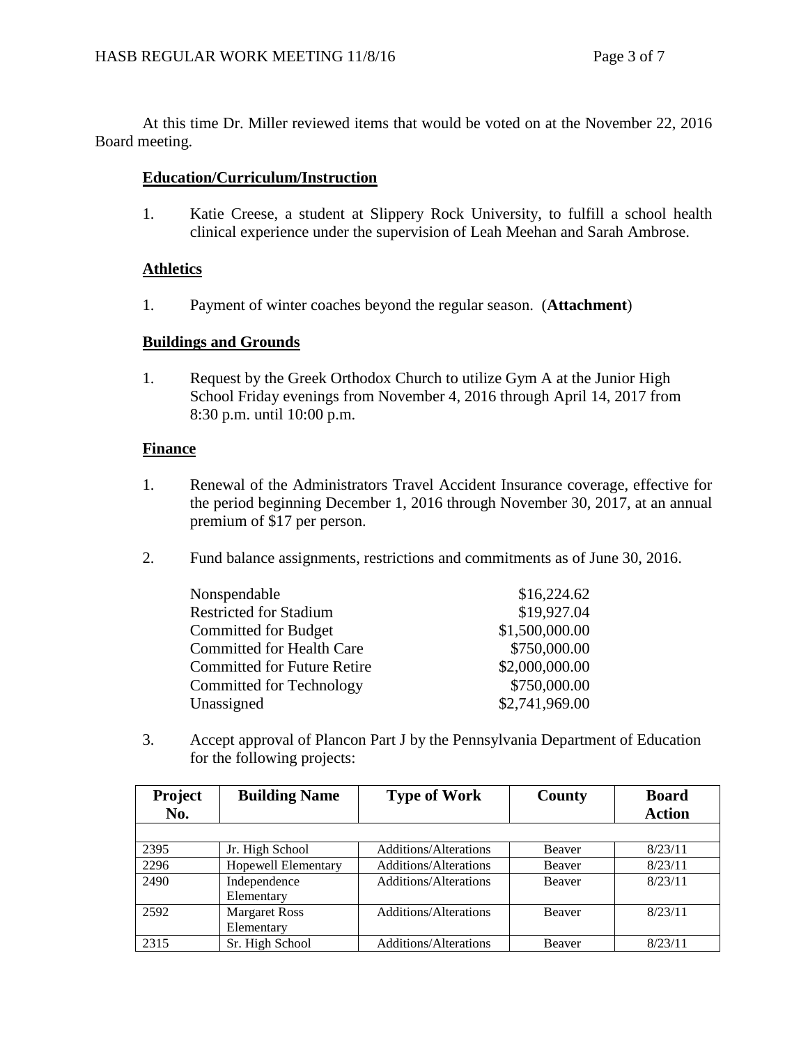At this time Dr. Miller reviewed items that would be voted on at the November 22, 2016 Board meeting.

**Education/Curriculum/Instruction**

1. Katie Creese, a student at Slippery Rock University, to fulfill a school health clinical experience under the supervision of Leah Meehan and Sarah Ambrose.

**Athletics**

1. Payment of winter coaches beyond the regular season. (**Attachment**)

**Buildings and Grounds**

1. Request by the Greek Orthodox Church to utilize Gym A at the Junior High School Friday evenings from November 4, 2016 through April 14, 2017 from 8:30 p.m. until 10:00 p.m.

**Finance**

1. Renewal of the Administrators Travel Accident Insurance coverage, effective for the period beginning December 1, 2016 through November 30, 2017, at an annual premium of $17 per person.

2. Fund balance assignments, restrictions and commitments as of June 30, 2016.

| | |
|---|---|
| Nonspendable | $16,224.62 |
| Restricted for Stadium | $19,927.04 |
| Committed for Budget | $1,500,000.00 |
| Committed for Health Care | $750,000.00 |
| Committed for Future Retire | $2,000,000.00 |
| Committed for Technology | $750,000.00 |
| Unassigned | $2,741,969.00 |

3. Accept approval of Plancon Part J by the Pennsylvania Department of Education for the following projects:

| Project No. | Building Name | Type of Work | County | Board Action |
|---|---|---|---|---|
| 2395 | Jr. High School | Additions/Alterations | Beaver | 8/23/11 |
| 2296 | Hopewell Elementary | Additions/Alterations | Beaver | 8/23/11 |
| 2490 | Independence Elementary | Additions/Alterations | Beaver | 8/23/11 |
| 2592 | Margaret Ross Elementary | Additions/Alterations | Beaver | 8/23/11 |
| 2315 | Sr. High School | Additions/Alterations | Beaver | 8/23/11 |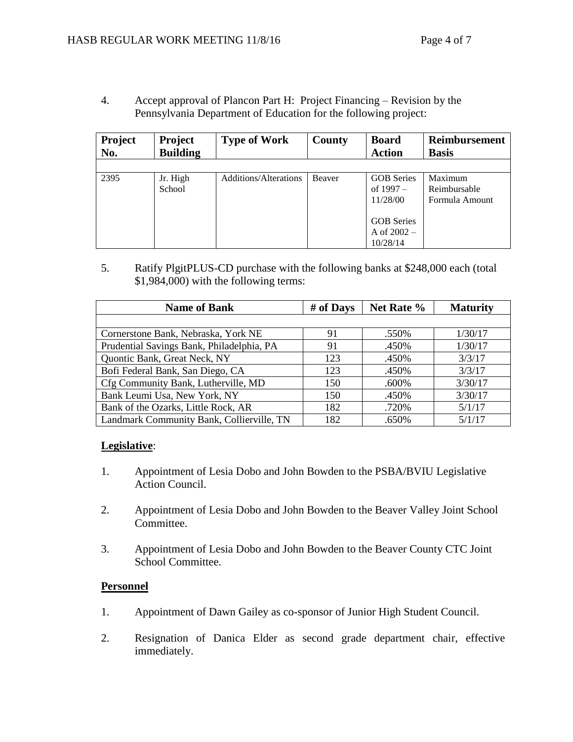4. Accept approval of Plancon Part H: Project Financing – Revision by the Pennsylvania Department of Education for the following project:

| Project No. | Project Building | Type of Work | County | Board Action | Reimbursement Basis |
|---|---|---|---|---|---|
| 2395 | Jr. High School | Additions/Alterations | Beaver | GOB Series of 1997 – 11/28/00<br><br>GOB Series A of 2002 – 10/28/14 | Maximum Reimbursable Formula Amount |

5. Ratify PlgitPLUS-CD purchase with the following banks at $248,000 each (total $1,984,000) with the following terms:

| Name of Bank | # of Days | Net Rate % | Maturity |
|---|---|---|---|
| Cornerstone Bank, Nebraska, York NE | 91 | .550% | 1/30/17 |
| Prudential Savings Bank, Philadelphia, PA | 91 | .450% | 1/30/17 |
| Quontic Bank, Great Neck, NY | 123 | .450% | 3/3/17 |
| Bofi Federal Bank, San Diego, CA | 123 | .450% | 3/3/17 |
| Cfg Community Bank, Lutherville, MD | 150 | .600% | 3/30/17 |
| Bank Leumi Usa, New York, NY | 150 | .450% | 3/30/17 |
| Bank of the Ozarks, Little Rock, AR | 182 | .720% | 5/1/17 |
| Landmark Community Bank, Collierville, TN | 182 | .650% | 5/1/17 |

**Legislative**:

1. Appointment of Lesia Dobo and John Bowden to the PSBA/BVIU Legislative Action Council.

2. Appointment of Lesia Dobo and John Bowden to the Beaver Valley Joint School Committee.

3. Appointment of Lesia Dobo and John Bowden to the Beaver County CTC Joint School Committee.

**Personnel**

1. Appointment of Dawn Gailey as co-sponsor of Junior High Student Council.

2. Resignation of Danica Elder as second grade department chair, effective immediately.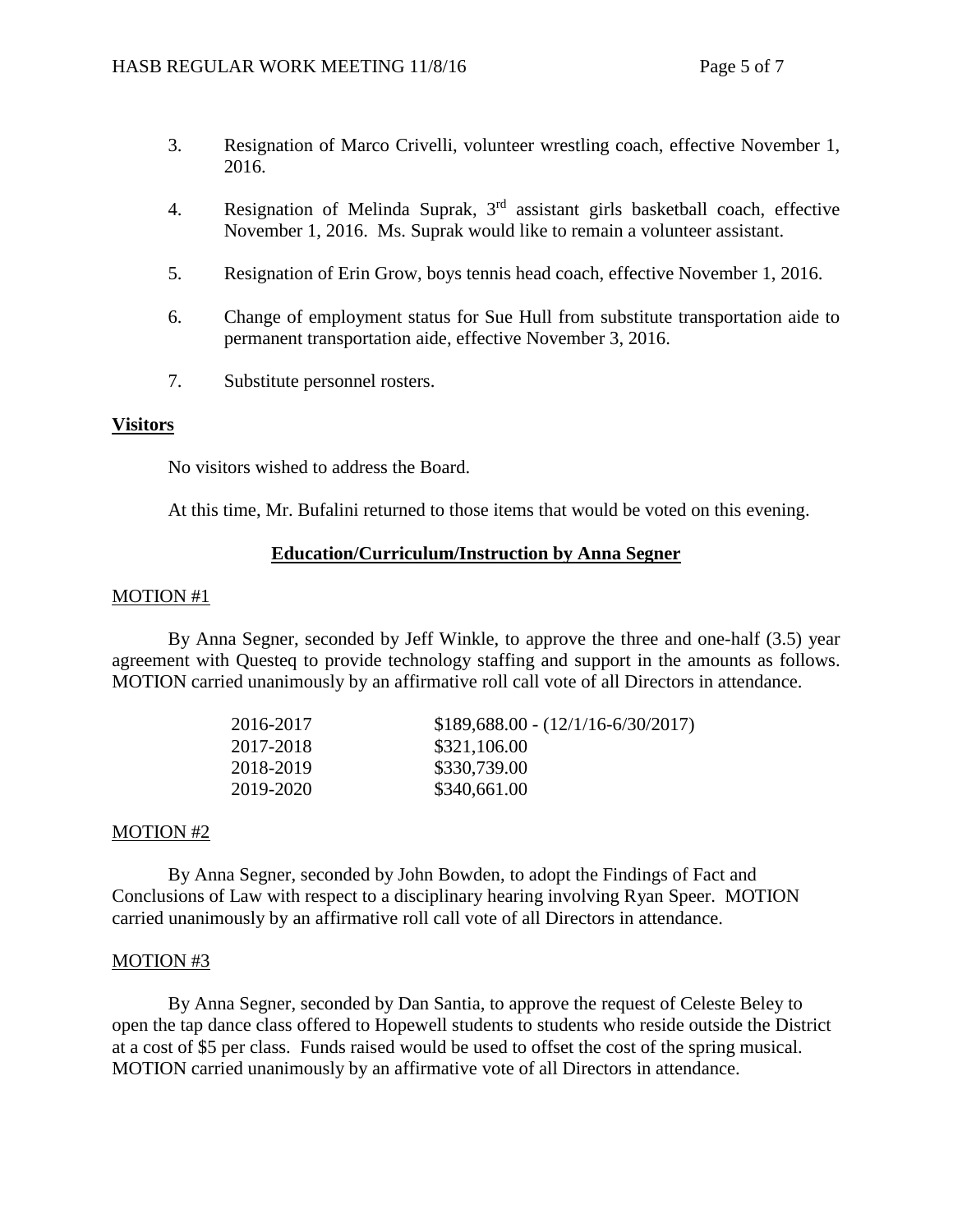3. Resignation of Marco Crivelli, volunteer wrestling coach, effective November 1, 2016.

4. Resignation of Melinda Suprak, 3rd assistant girls basketball coach, effective November 1, 2016. Ms. Suprak would like to remain a volunteer assistant.

5. Resignation of Erin Grow, boys tennis head coach, effective November 1, 2016.

6. Change of employment status for Sue Hull from substitute transportation aide to permanent transportation aide, effective November 3, 2016.

7. Substitute personnel rosters.

**Visitors**

No visitors wished to address the Board.

At this time, Mr. Bufalini returned to those items that would be voted on this evening.

## Education/Curriculum/Instruction by Anna Segner

MOTION #1

By Anna Segner, seconded by Jeff Winkle, to approve the three and one-half (3.5) year agreement with Questeq to provide technology staffing and support in the amounts as follows. MOTION carried unanimously by an affirmative roll call vote of all Directors in attendance.

| | |
|---|---|
| 2016-2017 | $189,688.00 - (12/1/16-6/30/2017) |
| 2017-2018 | $321,106.00 |
| 2018-2019 | $330,739.00 |
| 2019-2020 | $340,661.00 |

MOTION #2

By Anna Segner, seconded by John Bowden, to adopt the Findings of Fact and Conclusions of Law with respect to a disciplinary hearing involving Ryan Speer. MOTION carried unanimously by an affirmative roll call vote of all Directors in attendance.

MOTION #3

By Anna Segner, seconded by Dan Santia, to approve the request of Celeste Beley to open the tap dance class offered to Hopewell students to students who reside outside the District at a cost of $5 per class. Funds raised would be used to offset the cost of the spring musical. MOTION carried unanimously by an affirmative vote of all Directors in attendance.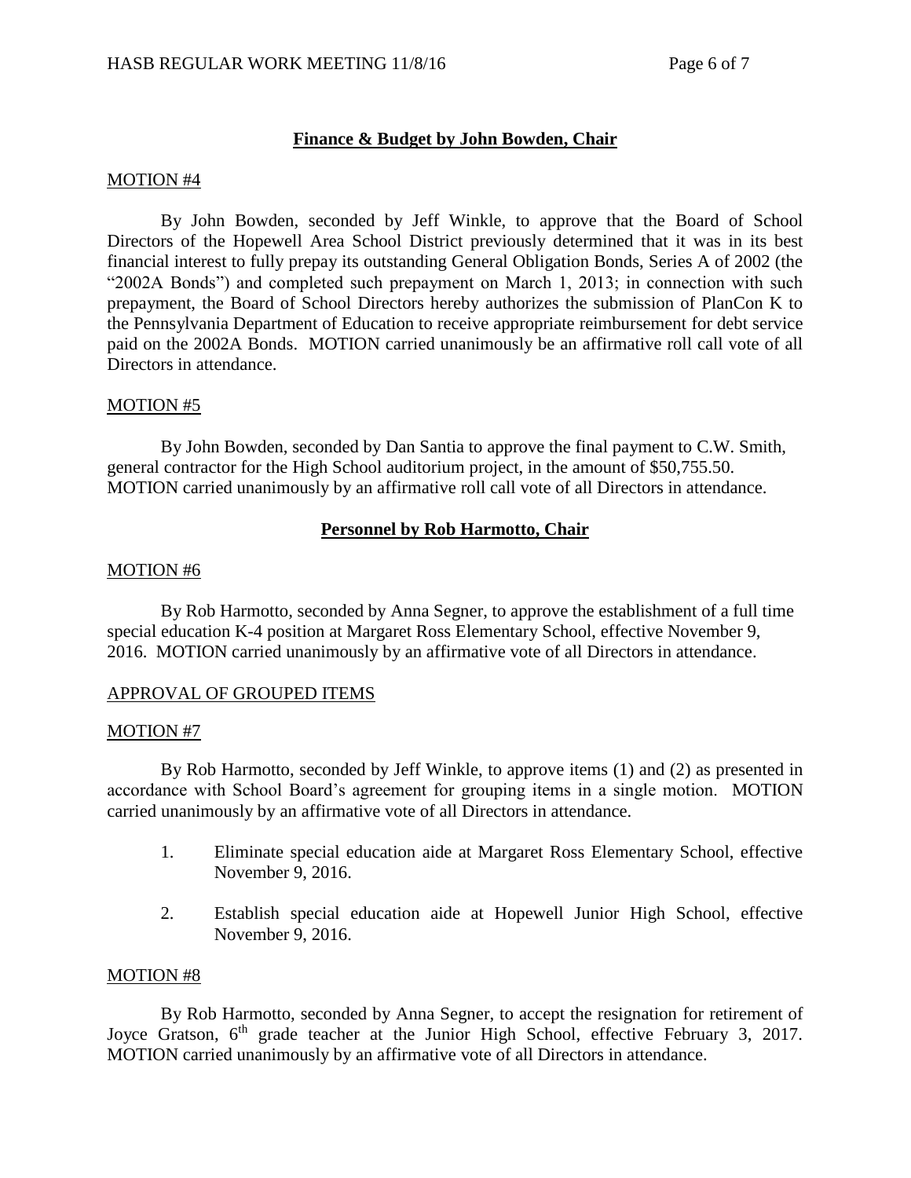## Finance & Budget by John Bowden, Chair

MOTION #4

By John Bowden, seconded by Jeff Winkle, to approve that the Board of School Directors of the Hopewell Area School District previously determined that it was in its best financial interest to fully prepay its outstanding General Obligation Bonds, Series A of 2002 (the "2002A Bonds") and completed such prepayment on March 1, 2013; in connection with such prepayment, the Board of School Directors hereby authorizes the submission of PlanCon K to the Pennsylvania Department of Education to receive appropriate reimbursement for debt service paid on the 2002A Bonds. MOTION carried unanimously be an affirmative roll call vote of all Directors in attendance.

MOTION #5

By John Bowden, seconded by Dan Santia to approve the final payment to C.W. Smith, general contractor for the High School auditorium project, in the amount of $50,755.50. MOTION carried unanimously by an affirmative roll call vote of all Directors in attendance.

## Personnel by Rob Harmotto, Chair

MOTION #6

By Rob Harmotto, seconded by Anna Segner, to approve the establishment of a full time special education K-4 position at Margaret Ross Elementary School, effective November 9, 2016. MOTION carried unanimously by an affirmative vote of all Directors in attendance.

APPROVAL OF GROUPED ITEMS

MOTION #7

By Rob Harmotto, seconded by Jeff Winkle, to approve items (1) and (2) as presented in accordance with School Board's agreement for grouping items in a single motion. MOTION carried unanimously by an affirmative vote of all Directors in attendance.

1. Eliminate special education aide at Margaret Ross Elementary School, effective November 9, 2016.
2. Establish special education aide at Hopewell Junior High School, effective November 9, 2016.

MOTION #8

By Rob Harmotto, seconded by Anna Segner, to accept the resignation for retirement of Joyce Gratson, 6th grade teacher at the Junior High School, effective February 3, 2017. MOTION carried unanimously by an affirmative vote of all Directors in attendance.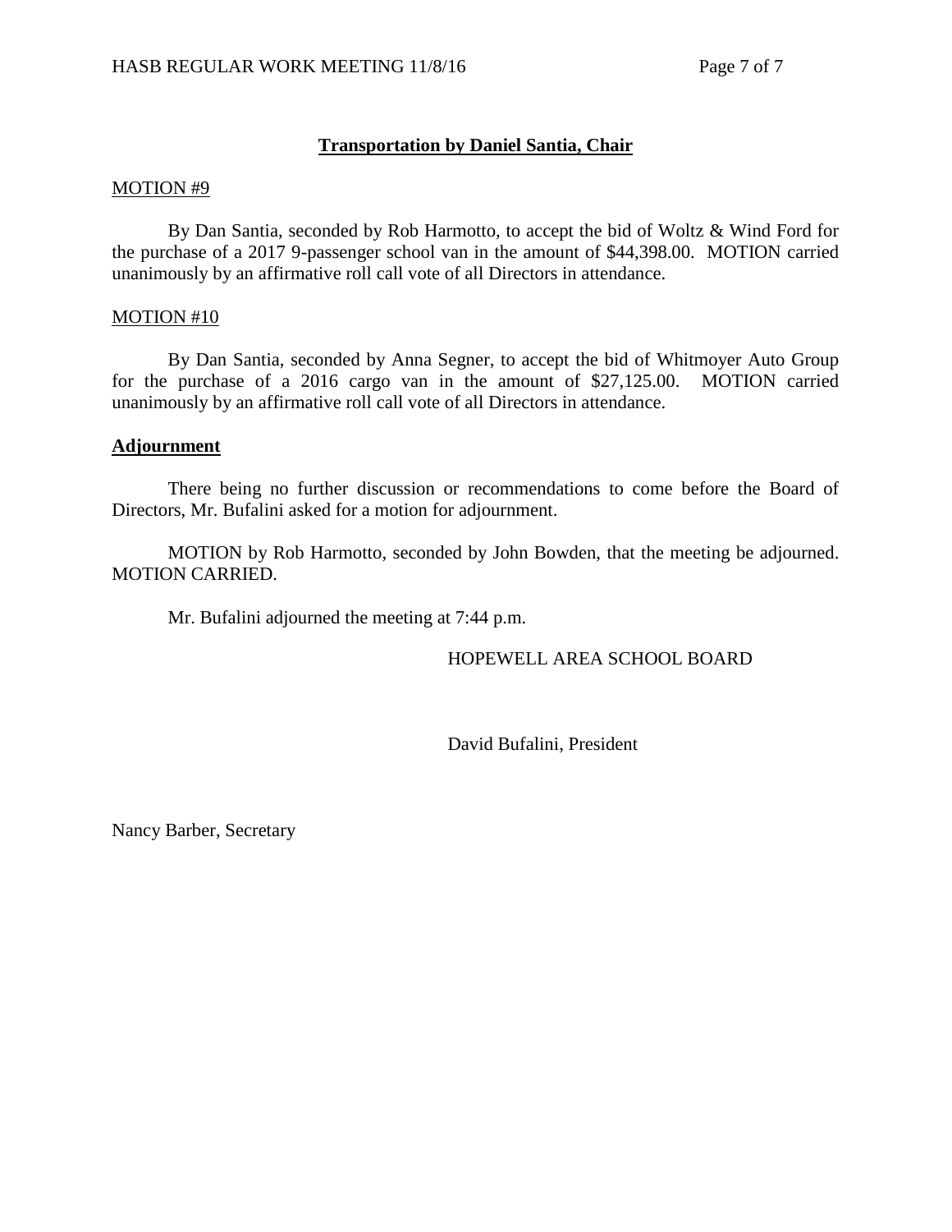## **Transportation by Daniel Santia, Chair**

MOTION #9

By Dan Santia, seconded by Rob Harmotto, to accept the bid of Woltz & Wind Ford for the purchase of a 2017 9-passenger school van in the amount of $44,398.00. MOTION carried unanimously by an affirmative roll call vote of all Directors in attendance.

MOTION #10

By Dan Santia, seconded by Anna Segner, to accept the bid of Whitmoyer Auto Group for the purchase of a 2016 cargo van in the amount of $27,125.00. MOTION carried unanimously by an affirmative roll call vote of all Directors in attendance.

### **Adjournment**

There being no further discussion or recommendations to come before the Board of Directors, Mr. Bufalini asked for a motion for adjournment.

MOTION by Rob Harmotto, seconded by John Bowden, that the meeting be adjourned. MOTION CARRIED.

Mr. Bufalini adjourned the meeting at 7:44 p.m.

HOPEWELL AREA SCHOOL BOARD

David Bufalini, President

Nancy Barber, Secretary